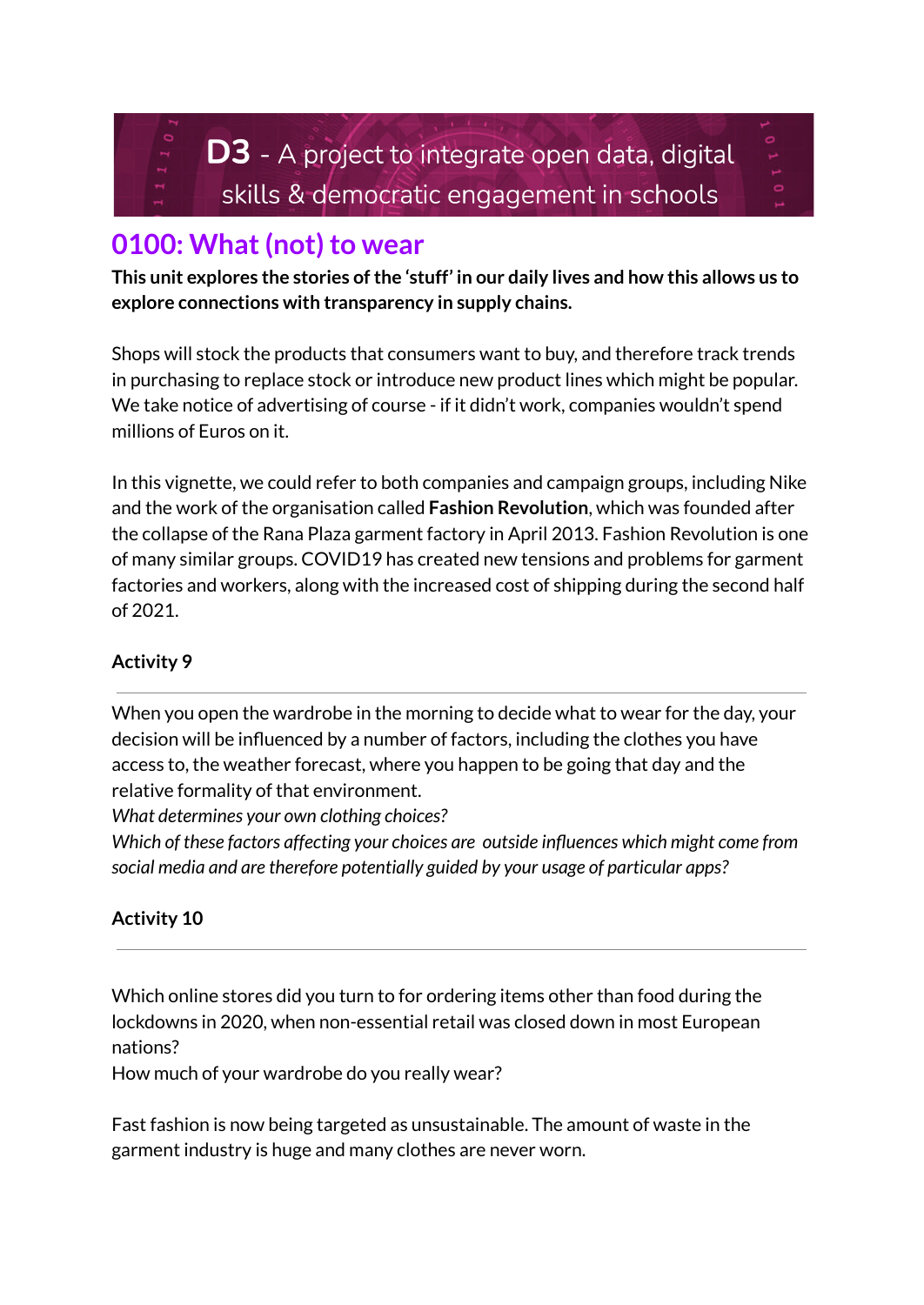**D3** - A project to integrate open data, digital skills & democratic engagement in schools

# 0100: What (not) to wear

**This unit explores the stories of the 'stuff' in our daily lives and how this allows us to explore connections with transparency in supply chains.**

Shops will stock the products that consumers want to buy, and therefore track trends in purchasing to replace stock or introduce new product lines which might be popular. We take notice of advertising of course - if it didn't work, companies wouldn't spend millions of Euros on it.

In this vignette, we could refer to both companies and campaign groups, including Nike and the work of the organisation called **Fashion Revolution**, which was founded after the collapse of the Rana Plaza garment factory in April 2013. Fashion Revolution is one of many similar groups. COVID19 has created new tensions and problems for garment factories and workers, along with the increased cost of shipping during the second half of 2021.

### Activity 9

---

When you open the wardrobe in the morning to decide what to wear for the day, your decision will be influenced by a number of factors, including the clothes you have access to, the weather forecast, where you happen to be going that day and the relative formality of that environment.

*What determines your own clothing choices?*

*Which of these factors affecting your choices are outside influences which might come from social media and are therefore potentially guided by your usage of particular apps?*

### Activity 10

---

Which online stores did you turn to for ordering items other than food during the lockdowns in 2020, when non-essential retail was closed down in most European nations?

How much of your wardrobe do you really wear?

Fast fashion is now being targeted as unsustainable. The amount of waste in the garment industry is huge and many clothes are never worn.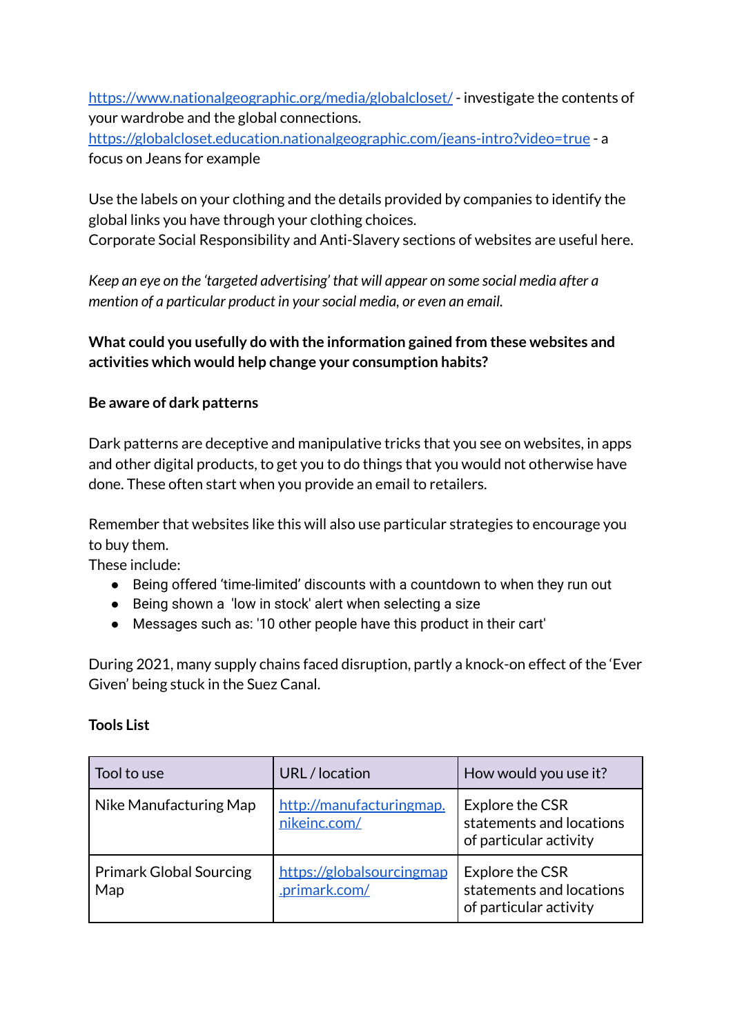[https://www.nationalgeographic.org/media/globalcloset/](https://www.nationalgeographic.org/media/globalcloset/) - investigate the contents of your wardrobe and the global connections.
[https://globalcloset.education.nationalgeographic.com/jeans-intro?video=true](https://globalcloset.education.nationalgeographic.com/jeans-intro?video=true) - a focus on Jeans for example

Use the labels on your clothing and the details provided by companies to identify the global links you have through your clothing choices.
Corporate Social Responsibility and Anti-Slavery sections of websites are useful here.

*Keep an eye on the 'targeted advertising' that will appear on some social media after a mention of a particular product in your social media, or even an email.*

**What could you usefully do with the information gained from these websites and activities which would help change your consumption habits?**

**Be aware of dark patterns**

Dark patterns are deceptive and manipulative tricks that you see on websites, in apps and other digital products, to get you to do things that you would not otherwise have done. These often start when you provide an email to retailers.

Remember that websites like this will also use particular strategies to encourage you to buy them.
These include:

- Being offered 'time-limited' discounts with a countdown to when they run out
- Being shown a 'low in stock' alert when selecting a size
- Messages such as: '10 other people have this product in their cart'

During 2021, many supply chains faced disruption, partly a knock-on effect of the 'Ever Given' being stuck in the Suez Canal.

**Tools List**

| Tool to use | URL / location | How would you use it? |
| --- | --- | --- |
| Nike Manufacturing Map | [http://manufacturingmap.nikeinc.com/](http://manufacturingmap.nikeinc.com/) | Explore the CSR statements and locations of particular activity |
| Primark Global Sourcing Map | [https://globalsourcingmap.primark.com/](https://globalsourcingmap.primark.com/) | Explore the CSR statements and locations of particular activity |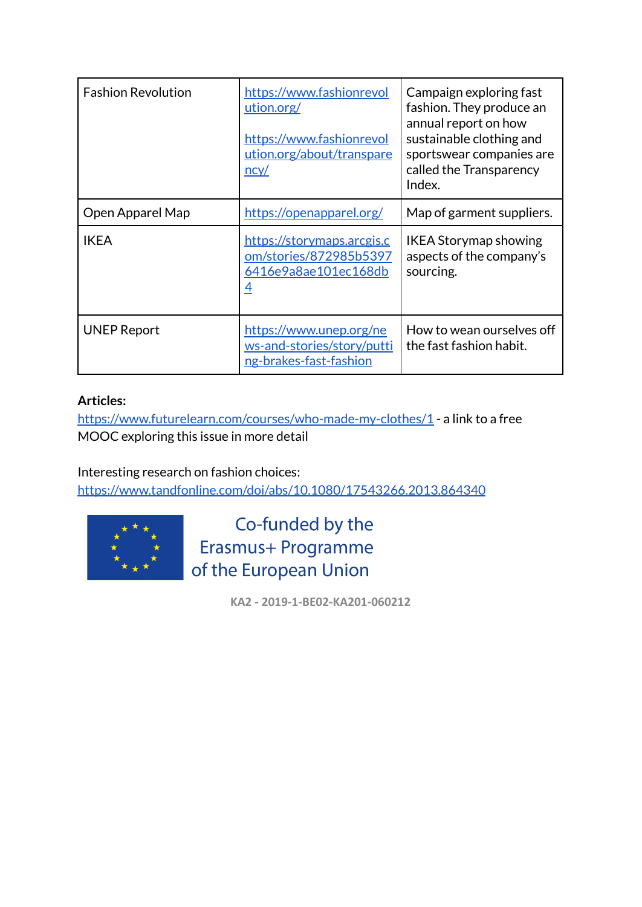| | | |
|---|---|---|
| Fashion Revolution | https://www.fashionrevolution.org/<br><br>https://www.fashionrevolution.org/about/transparency/ | Campaign exploring fast fashion. They produce an annual report on how sustainable clothing and sportswear companies are called the Transparency Index. |
| Open Apparel Map | https://openapparel.org/ | Map of garment suppliers. |
| IKEA | https://storymaps.arcgis.com/stories/872985b53976416e9a8ae101ec168db4 | IKEA Storymap showing aspects of the company's sourcing. |
| UNEP Report | https://www.unep.org/news-and-stories/story/putting-brakes-fast-fashion | How to wean ourselves off the fast fashion habit. |

**Articles:**
https://www.futurelearn.com/courses/who-made-my-clothes/1 - a link to a free MOOC exploring this issue in more detail

Interesting research on fashion choices:
https://www.tandfonline.com/doi/abs/10.1080/17543266.2013.864340

Co-funded by the Erasmus+ Programme of the European Union

KA2 - 2019-1-BE02-KA201-060212